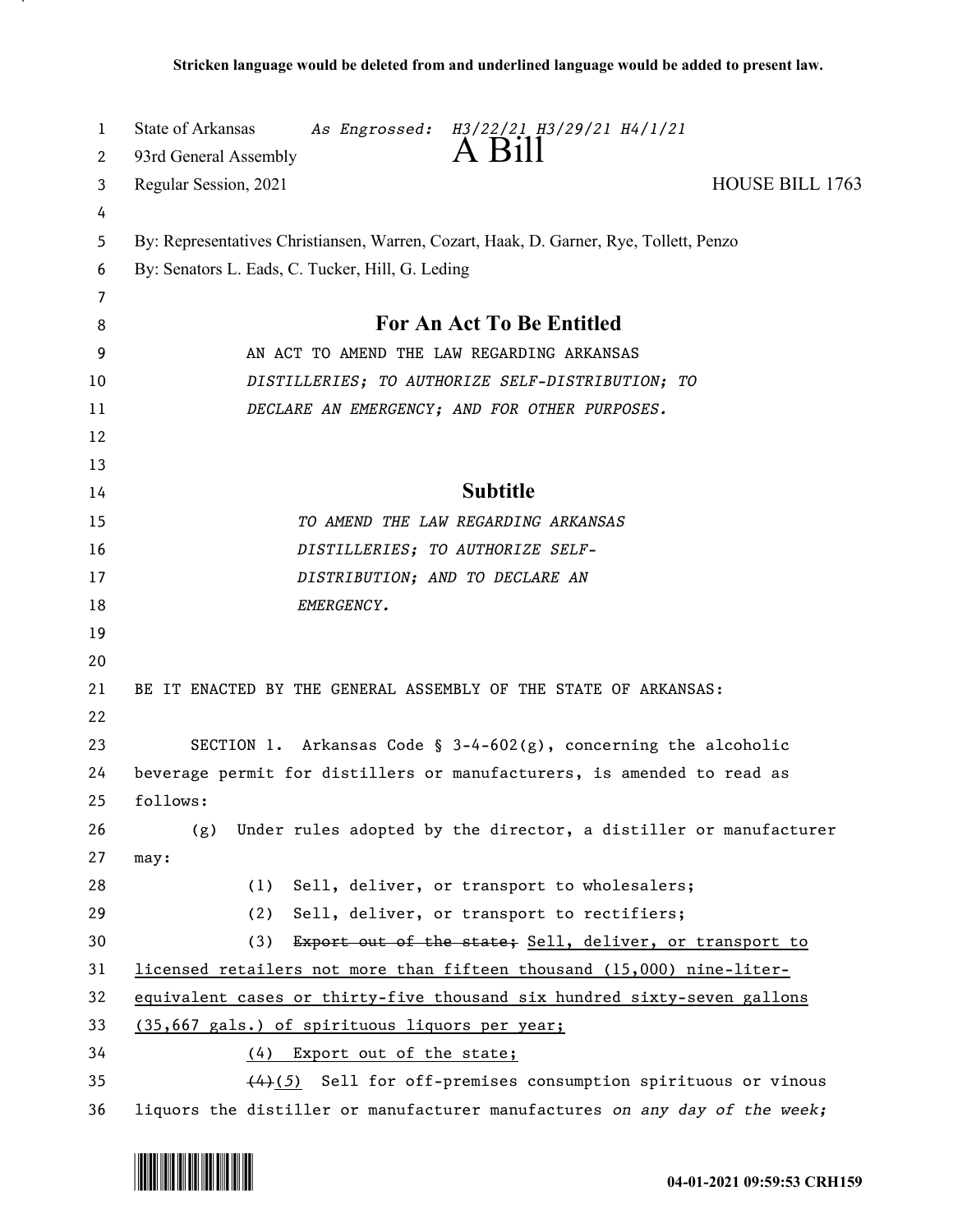Stricken language would be deleted from and underlined language would be added to present law.

State of Arkansas *As Engrossed: H3/22/21 H3/29/21 H4/1/21*
93rd General Assembly
# A Bill
Regular Session, 2021 HOUSE BILL 1763

By: Representatives Christiansen, Warren, Cozart, Haak, D. Garner, Rye, Tollett, Penzo
By: Senators L. Eads, C. Tucker, Hill, G. Leding

## For An Act To Be Entitled

AN ACT TO AMEND THE LAW REGARDING ARKANSAS *DISTILLERIES; TO AUTHORIZE SELF-DISTRIBUTION; TO DECLARE AN EMERGENCY; AND FOR OTHER PURPOSES.*

## Subtitle

*TO AMEND THE LAW REGARDING ARKANSAS DISTILLERIES; TO AUTHORIZE SELF-DISTRIBUTION; AND TO DECLARE AN EMERGENCY.*

BE IT ENACTED BY THE GENERAL ASSEMBLY OF THE STATE OF ARKANSAS:

SECTION 1. Arkansas Code § 3-4-602(g), concerning the alcoholic beverage permit for distillers or manufacturers, is amended to read as follows:

(g) Under rules adopted by the director, a distiller or manufacturer may:

(1) Sell, deliver, or transport to wholesalers;

(2) Sell, deliver, or transport to rectifiers;

(3) ~~Export out of the state;~~ <u>Sell, deliver, or transport to licensed retailers not more than fifteen thousand (15,000) nine-liter-equivalent cases or thirty-five thousand six hundred sixty-seven gallons (35,667 gals.) of spirituous liquors per year;</u>

<u>(4) Export out of the state;</u>

~~(4)~~<u>(5)</u> Sell for off-premises consumption spirituous or vinous liquors the distiller or manufacturer manufactures *on any day of the week;*

04-01-2021 09:59:53 CRH159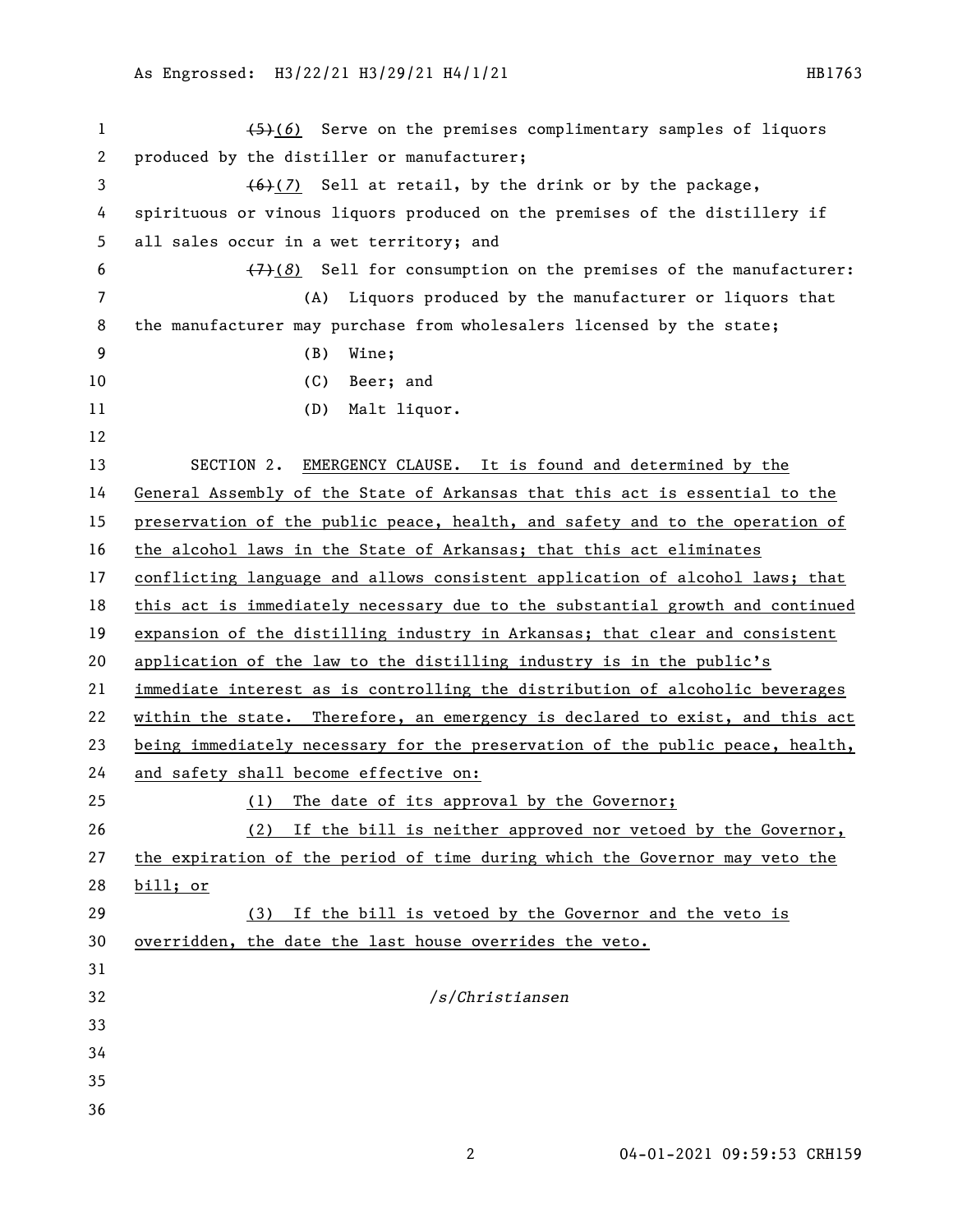(5)(6) Serve on the premises complimentary samples of liquors produced by the distiller or manufacturer;

(6)(7) Sell at retail, by the drink or by the package, spirituous or vinous liquors produced on the premises of the distillery if all sales occur in a wet territory; and

(7)(8) Sell for consumption on the premises of the manufacturer:

(A) Liquors produced by the manufacturer or liquors that the manufacturer may purchase from wholesalers licensed by the state;

(B) Wine;

(C) Beer; and

(D) Malt liquor.

SECTION 2. EMERGENCY CLAUSE. It is found and determined by the General Assembly of the State of Arkansas that this act is essential to the preservation of the public peace, health, and safety and to the operation of the alcohol laws in the State of Arkansas; that this act eliminates conflicting language and allows consistent application of alcohol laws; that this act is immediately necessary due to the substantial growth and continued expansion of the distilling industry in Arkansas; that clear and consistent application of the law to the distilling industry is in the public's immediate interest as is controlling the distribution of alcoholic beverages within the state. Therefore, an emergency is declared to exist, and this act being immediately necessary for the preservation of the public peace, health, and safety shall become effective on:

(1) The date of its approval by the Governor;

(2) If the bill is neither approved nor vetoed by the Governor, the expiration of the period of time during which the Governor may veto the bill; or

(3) If the bill is vetoed by the Governor and the veto is overridden, the date the last house overrides the veto.

*/s/Christiansen*